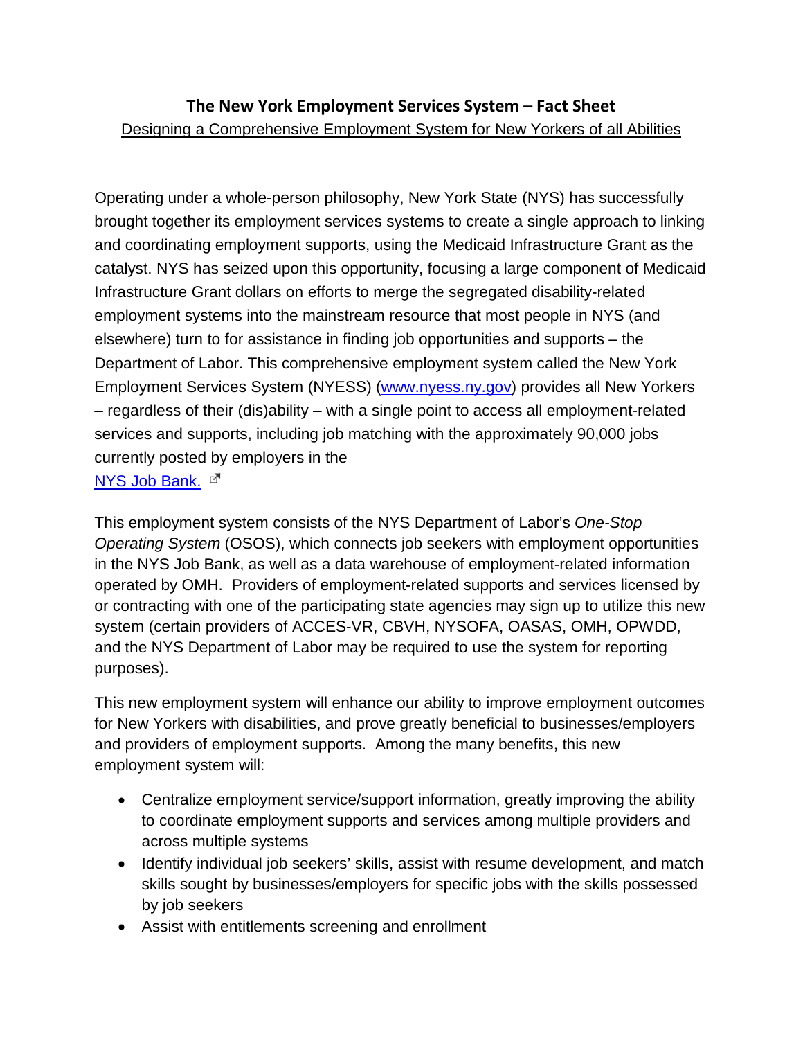# The New York Employment Services System – Fact Sheet

Designing a Comprehensive Employment System for New Yorkers of all Abilities

Operating under a whole-person philosophy, New York State (NYS) has successfully brought together its employment services systems to create a single approach to linking and coordinating employment supports, using the Medicaid Infrastructure Grant as the catalyst. NYS has seized upon this opportunity, focusing a large component of Medicaid Infrastructure Grant dollars on efforts to merge the segregated disability-related employment systems into the mainstream resource that most people in NYS (and elsewhere) turn to for assistance in finding job opportunities and supports – the Department of Labor. This comprehensive employment system called the New York Employment Services System (NYESS) (www.nyess.ny.gov) provides all New Yorkers – regardless of their (dis)ability – with a single point to access all employment-related services and supports, including job matching with the approximately 90,000 jobs currently posted by employers in the NYS Job Bank.

This employment system consists of the NYS Department of Labor's *One-Stop Operating System* (OSOS), which connects job seekers with employment opportunities in the NYS Job Bank, as well as a data warehouse of employment-related information operated by OMH. Providers of employment-related supports and services licensed by or contracting with one of the participating state agencies may sign up to utilize this new system (certain providers of ACCES-VR, CBVH, NYSOFA, OASAS, OMH, OPWDD, and the NYS Department of Labor may be required to use the system for reporting purposes).

This new employment system will enhance our ability to improve employment outcomes for New Yorkers with disabilities, and prove greatly beneficial to businesses/employers and providers of employment supports. Among the many benefits, this new employment system will:

- Centralize employment service/support information, greatly improving the ability to coordinate employment supports and services among multiple providers and across multiple systems
- Identify individual job seekers' skills, assist with resume development, and match skills sought by businesses/employers for specific jobs with the skills possessed by job seekers
- Assist with entitlements screening and enrollment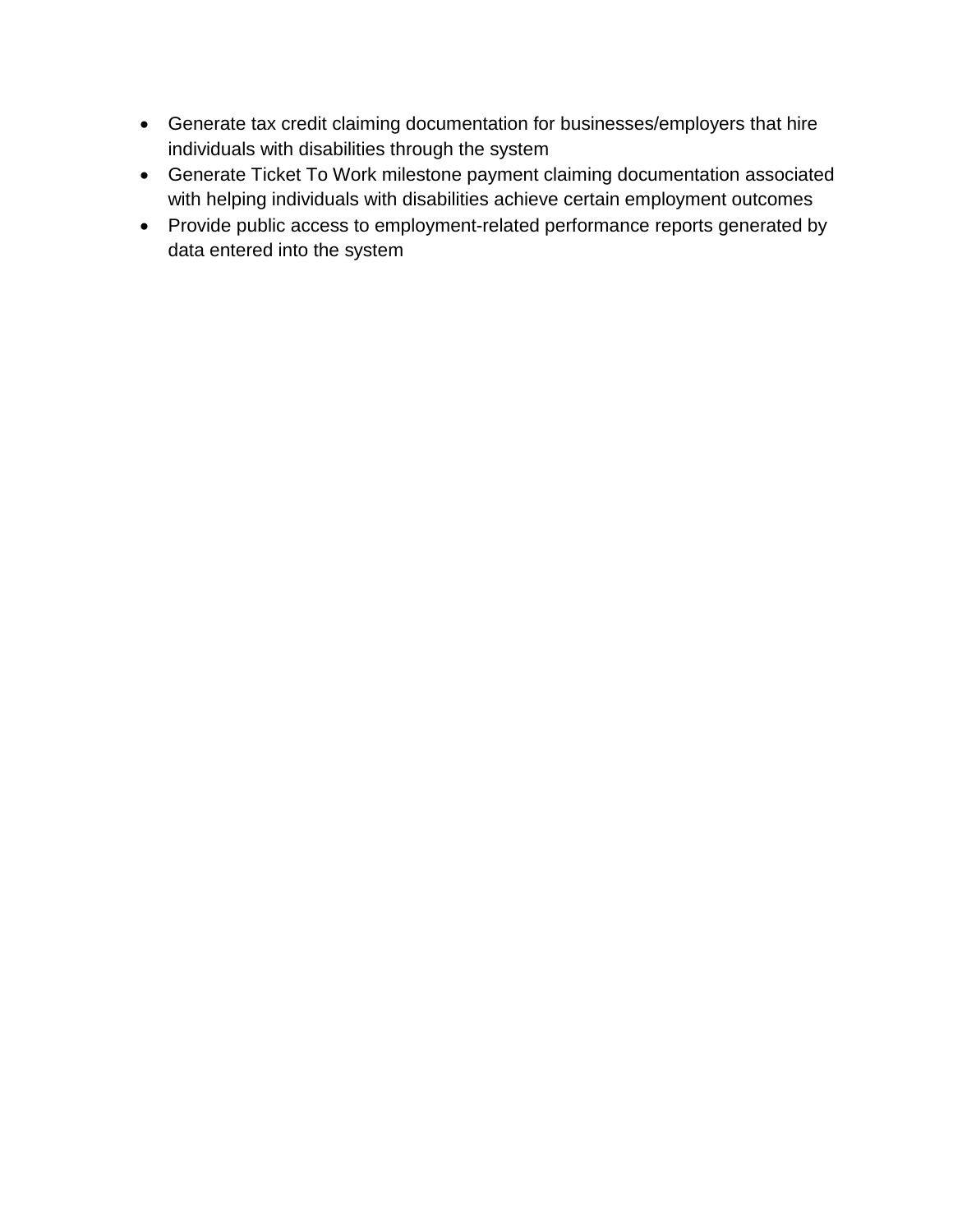- Generate tax credit claiming documentation for businesses/employers that hire individuals with disabilities through the system
- Generate Ticket To Work milestone payment claiming documentation associated with helping individuals with disabilities achieve certain employment outcomes
- Provide public access to employment-related performance reports generated by data entered into the system